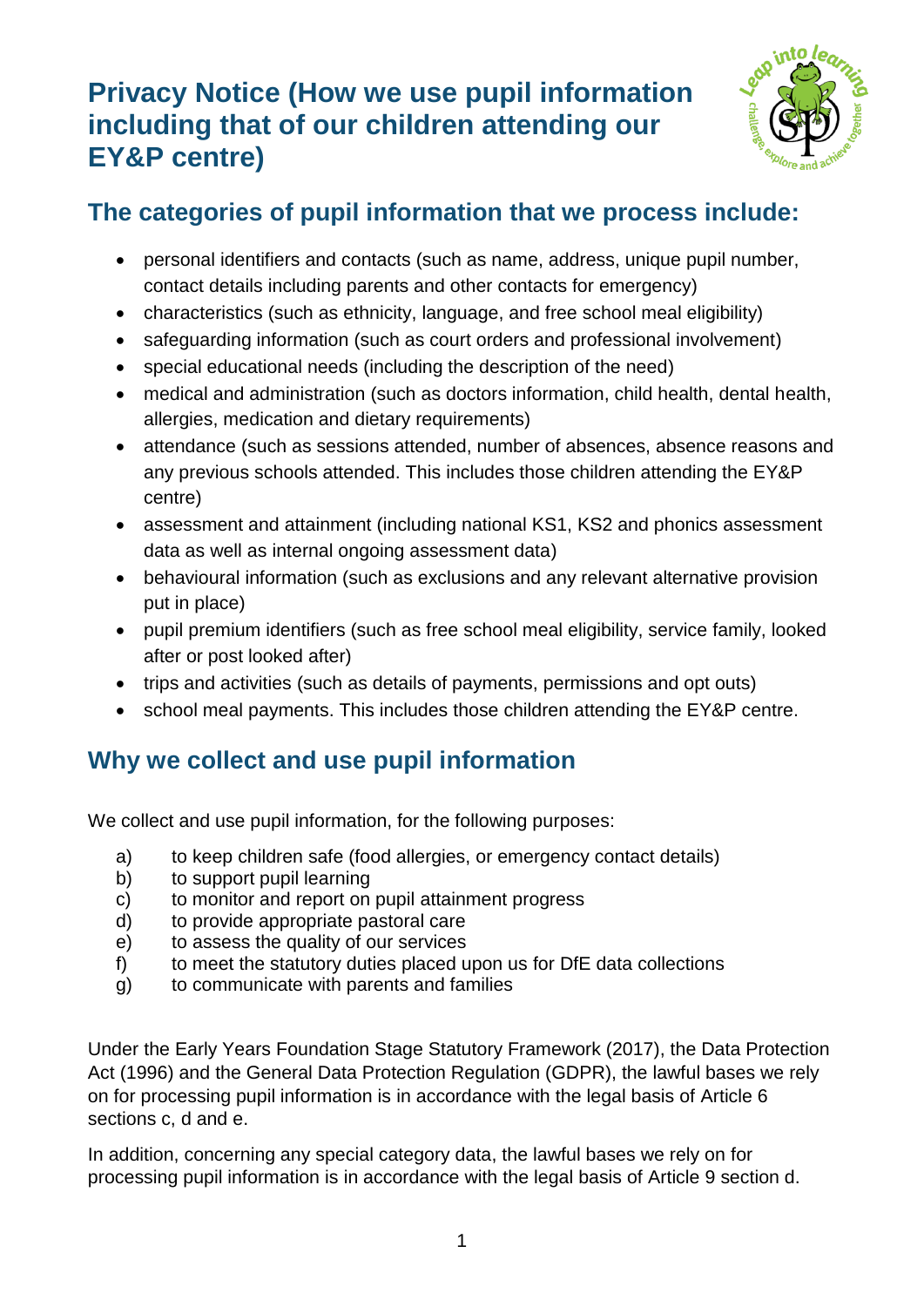# Privacy Notice (How we use pupil information including that of our children attending our EY&P centre)

## The categories of pupil information that we process include:

- personal identifiers and contacts (such as name, address, unique pupil number, contact details including parents and other contacts for emergency)
- characteristics (such as ethnicity, language, and free school meal eligibility)
- safeguarding information (such as court orders and professional involvement)
- special educational needs (including the description of the need)
- medical and administration (such as doctors information, child health, dental health, allergies, medication and dietary requirements)
- attendance (such as sessions attended, number of absences, absence reasons and any previous schools attended. This includes those children attending the EY&P centre)
- assessment and attainment (including national KS1, KS2 and phonics assessment data as well as internal ongoing assessment data)
- behavioural information (such as exclusions and any relevant alternative provision put in place)
- pupil premium identifiers (such as free school meal eligibility, service family, looked after or post looked after)
- trips and activities (such as details of payments, permissions and opt outs)
- school meal payments. This includes those children attending the EY&P centre.

## Why we collect and use pupil information

We collect and use pupil information, for the following purposes:

a) to keep children safe (food allergies, or emergency contact details)
b) to support pupil learning
c) to monitor and report on pupil attainment progress
d) to provide appropriate pastoral care
e) to assess the quality of our services
f) to meet the statutory duties placed upon us for DfE data collections
g) to communicate with parents and families

Under the Early Years Foundation Stage Statutory Framework (2017), the Data Protection Act (1996) and the General Data Protection Regulation (GDPR), the lawful bases we rely on for processing pupil information is in accordance with the legal basis of Article 6 sections c, d and e.

In addition, concerning any special category data, the lawful bases we rely on for processing pupil information is in accordance with the legal basis of Article 9 section d.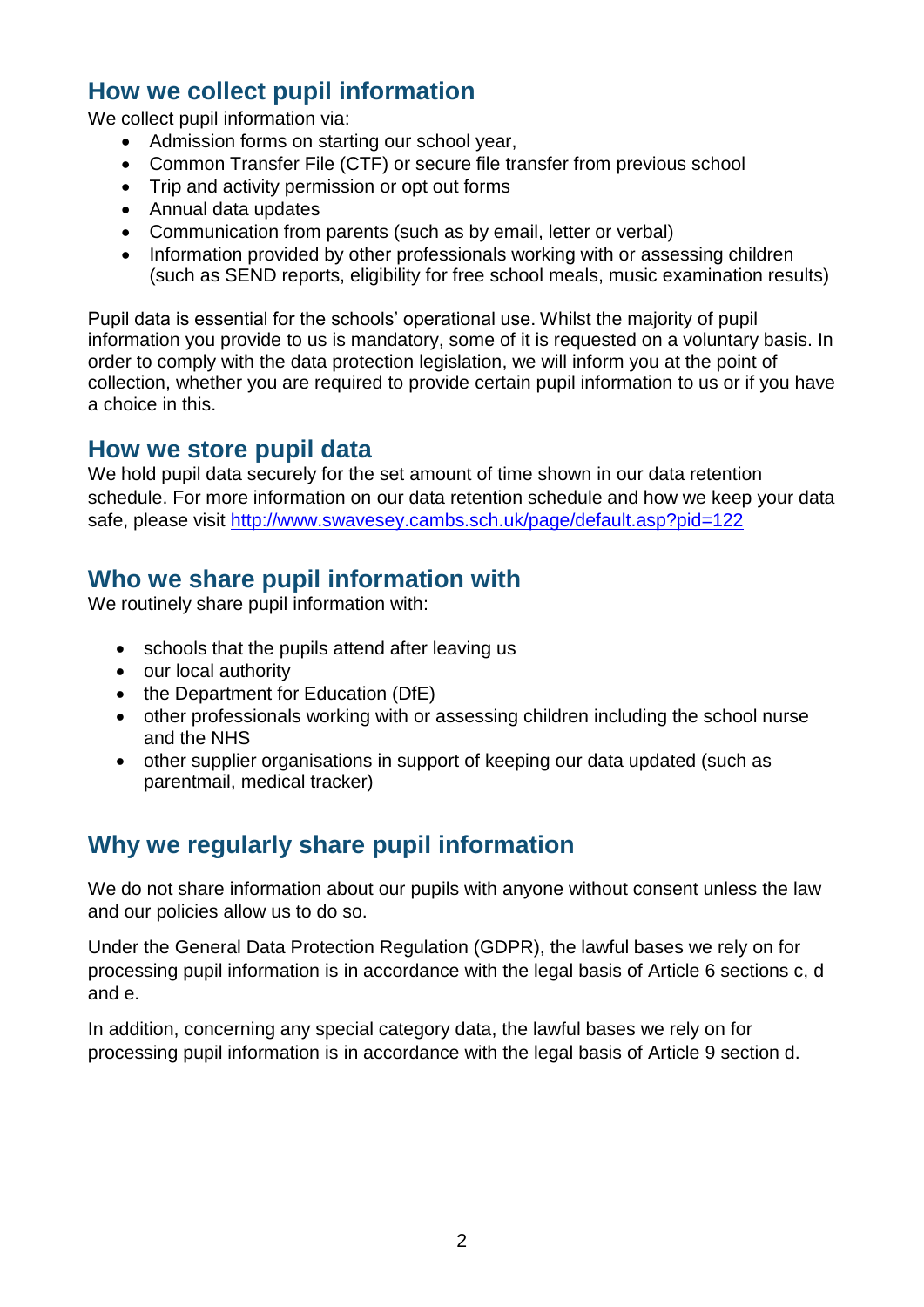## How we collect pupil information

We collect pupil information via:

- Admission forms on starting our school year,
- Common Transfer File (CTF) or secure file transfer from previous school
- Trip and activity permission or opt out forms
- Annual data updates
- Communication from parents (such as by email, letter or verbal)
- Information provided by other professionals working with or assessing children (such as SEND reports, eligibility for free school meals, music examination results)

Pupil data is essential for the schools' operational use. Whilst the majority of pupil information you provide to us is mandatory, some of it is requested on a voluntary basis. In order to comply with the data protection legislation, we will inform you at the point of collection, whether you are required to provide certain pupil information to us or if you have a choice in this.

## How we store pupil data

We hold pupil data securely for the set amount of time shown in our data retention schedule. For more information on our data retention schedule and how we keep your data safe, please visit [http://www.swavesey.cambs.sch.uk/page/default.asp?pid=122](http://www.swavesey.cambs.sch.uk/page/default.asp?pid=122)

## Who we share pupil information with

We routinely share pupil information with:

- schools that the pupils attend after leaving us
- our local authority
- the Department for Education (DfE)
- other professionals working with or assessing children including the school nurse and the NHS
- other supplier organisations in support of keeping our data updated (such as parentmail, medical tracker)

## Why we regularly share pupil information

We do not share information about our pupils with anyone without consent unless the law and our policies allow us to do so.

Under the General Data Protection Regulation (GDPR), the lawful bases we rely on for processing pupil information is in accordance with the legal basis of Article 6 sections c, d and e.

In addition, concerning any special category data, the lawful bases we rely on for processing pupil information is in accordance with the legal basis of Article 9 section d.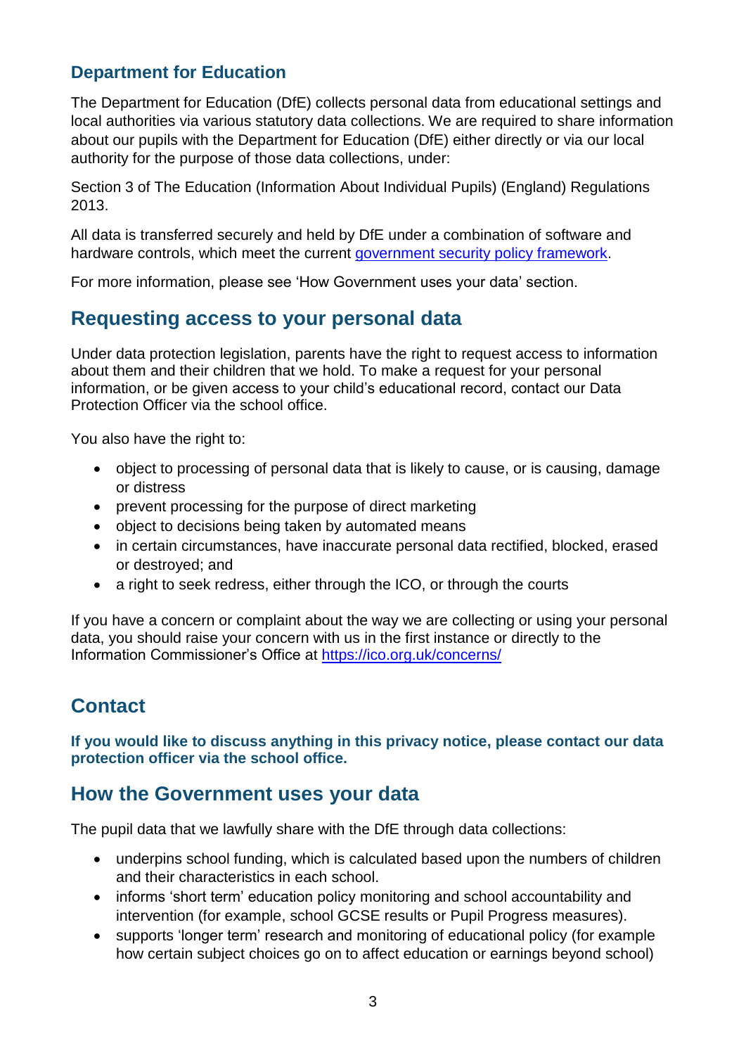### Department for Education

The Department for Education (DfE) collects personal data from educational settings and local authorities via various statutory data collections. We are required to share information about our pupils with the Department for Education (DfE) either directly or via our local authority for the purpose of those data collections, under:

Section 3 of The Education (Information About Individual Pupils) (England) Regulations 2013.

All data is transferred securely and held by DfE under a combination of software and hardware controls, which meet the current government security policy framework.

For more information, please see 'How Government uses your data' section.

## Requesting access to your personal data

Under data protection legislation, parents have the right to request access to information about them and their children that we hold. To make a request for your personal information, or be given access to your child's educational record, contact our Data Protection Officer via the school office.

You also have the right to:

- object to processing of personal data that is likely to cause, or is causing, damage or distress
- prevent processing for the purpose of direct marketing
- object to decisions being taken by automated means
- in certain circumstances, have inaccurate personal data rectified, blocked, erased or destroyed; and
- a right to seek redress, either through the ICO, or through the courts

If you have a concern or complaint about the way we are collecting or using your personal data, you should raise your concern with us in the first instance or directly to the Information Commissioner's Office at https://ico.org.uk/concerns/

## Contact

**If you would like to discuss anything in this privacy notice, please contact our data protection officer via the school office.**

## How the Government uses your data

The pupil data that we lawfully share with the DfE through data collections:

- underpins school funding, which is calculated based upon the numbers of children and their characteristics in each school.
- informs 'short term' education policy monitoring and school accountability and intervention (for example, school GCSE results or Pupil Progress measures).
- supports 'longer term' research and monitoring of educational policy (for example how certain subject choices go on to affect education or earnings beyond school)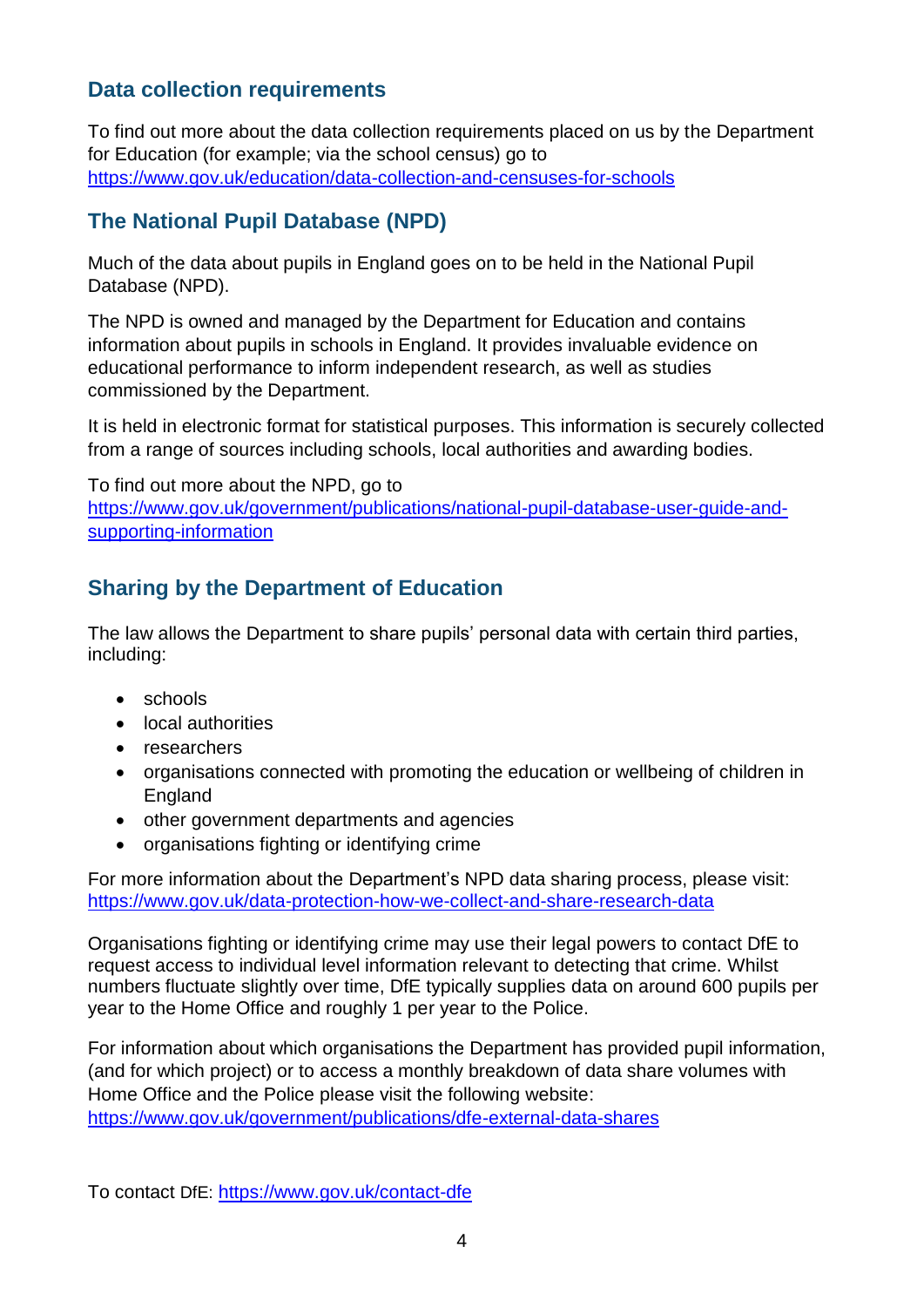## Data collection requirements

To find out more about the data collection requirements placed on us by the Department for Education (for example; via the school census) go to https://www.gov.uk/education/data-collection-and-censuses-for-schools

## The National Pupil Database (NPD)

Much of the data about pupils in England goes on to be held in the National Pupil Database (NPD).

The NPD is owned and managed by the Department for Education and contains information about pupils in schools in England. It provides invaluable evidence on educational performance to inform independent research, as well as studies commissioned by the Department.

It is held in electronic format for statistical purposes. This information is securely collected from a range of sources including schools, local authorities and awarding bodies.

To find out more about the NPD, go to https://www.gov.uk/government/publications/national-pupil-database-user-guide-and-supporting-information

## Sharing by the Department of Education

The law allows the Department to share pupils' personal data with certain third parties, including:

- schools
- local authorities
- researchers
- organisations connected with promoting the education or wellbeing of children in England
- other government departments and agencies
- organisations fighting or identifying crime

For more information about the Department's NPD data sharing process, please visit: https://www.gov.uk/data-protection-how-we-collect-and-share-research-data

Organisations fighting or identifying crime may use their legal powers to contact DfE to request access to individual level information relevant to detecting that crime. Whilst numbers fluctuate slightly over time, DfE typically supplies data on around 600 pupils per year to the Home Office and roughly 1 per year to the Police.

For information about which organisations the Department has provided pupil information, (and for which project) or to access a monthly breakdown of data share volumes with Home Office and the Police please visit the following website: https://www.gov.uk/government/publications/dfe-external-data-shares

To contact DfE: https://www.gov.uk/contact-dfe